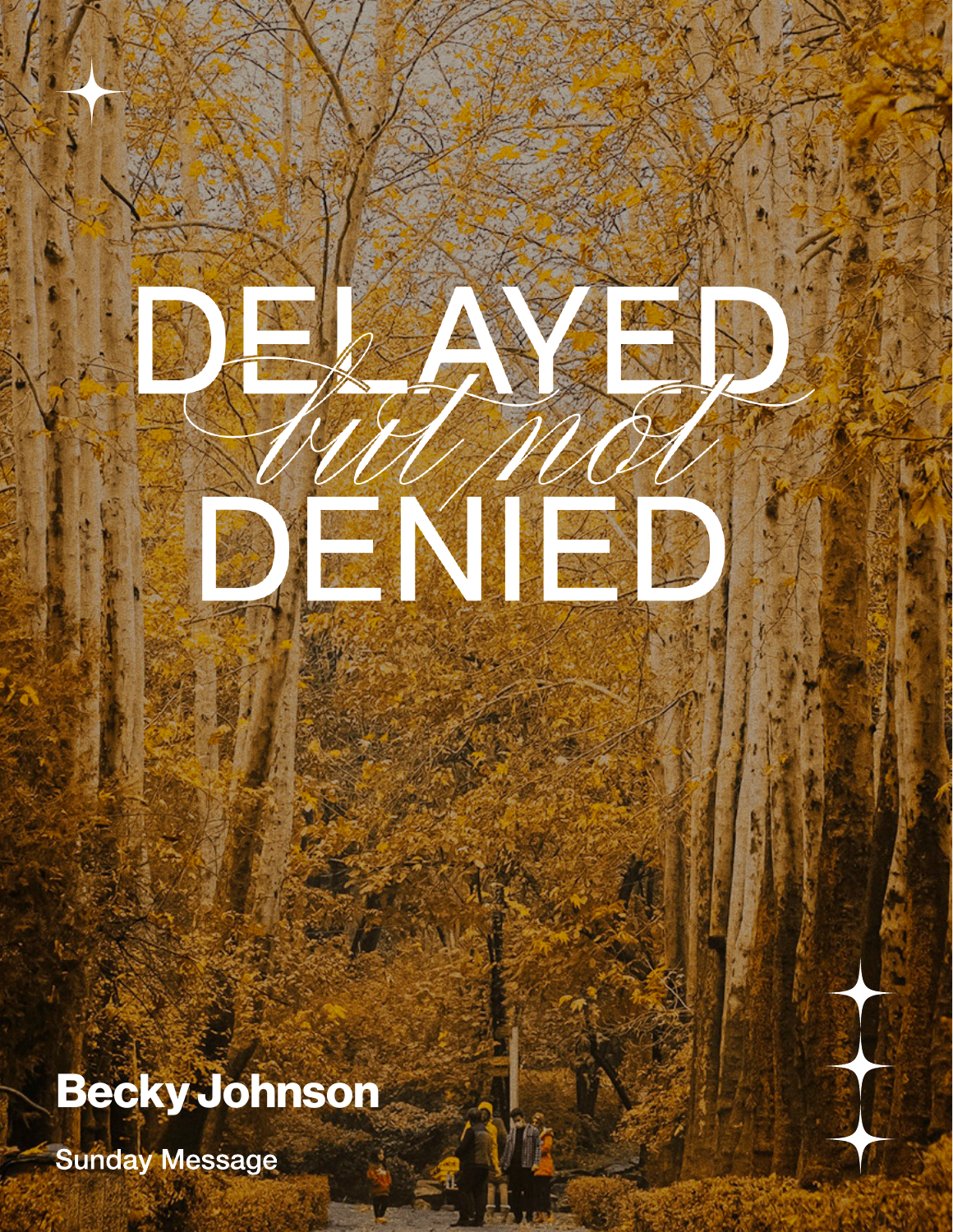# DELAYED *but not* DENIED

**Becky Johnson**

Sunday Message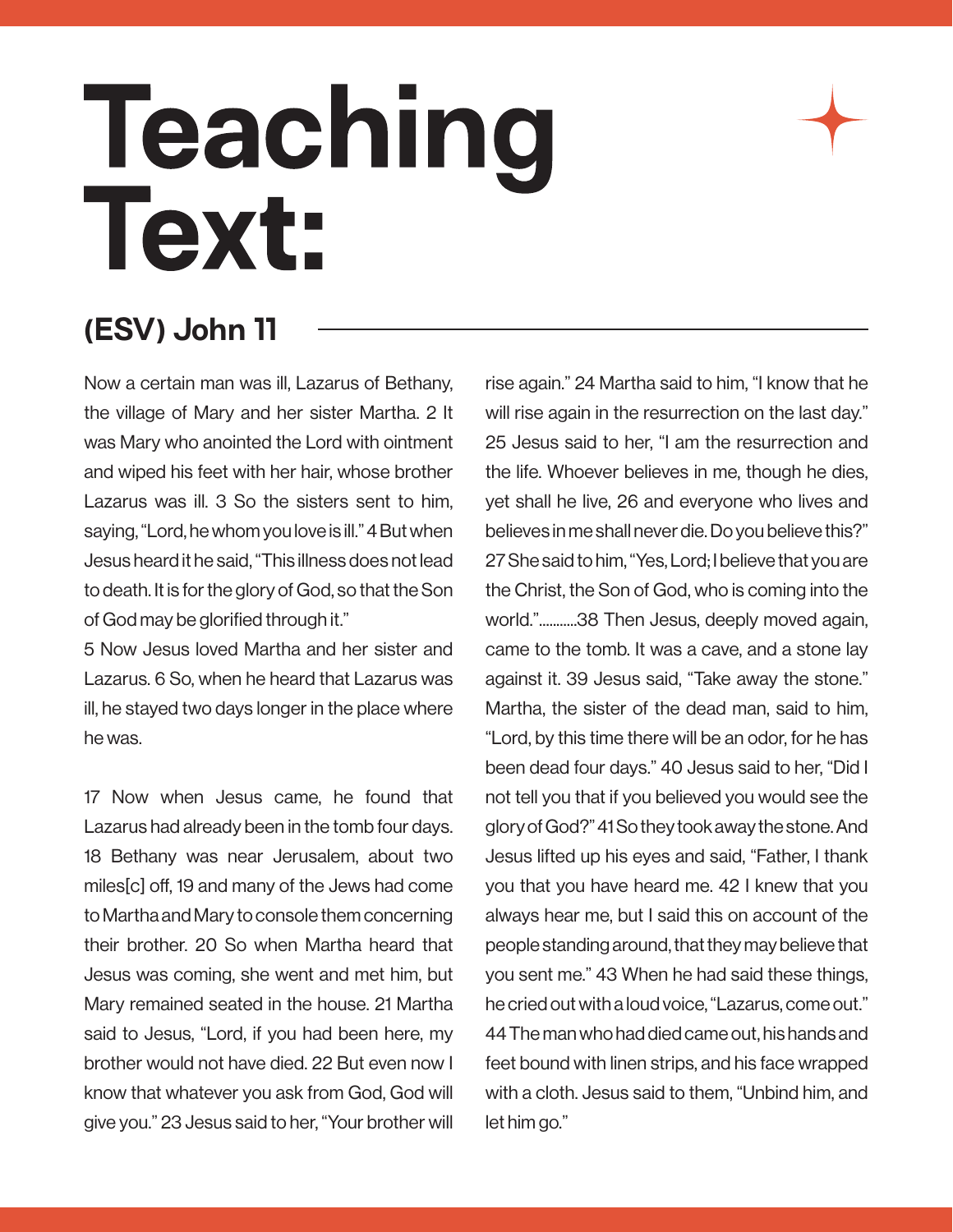# Teaching Text:

## (ESV) John 11

Now a certain man was ill, Lazarus of Bethany, the village of Mary and her sister Martha. 2 It was Mary who anointed the Lord with ointment and wiped his feet with her hair, whose brother Lazarus was ill. 3 So the sisters sent to him, saying, "Lord, he whom you love is ill." 4 But when Jesus heard it he said, "This illness does not lead to death. It is for the glory of God, so that the Son of God may be glorified through it."

5 Now Jesus loved Martha and her sister and Lazarus. 6 So, when he heard that Lazarus was ill, he stayed two days longer in the place where he was.

17 Now when Jesus came, he found that Lazarus had already been in the tomb four days. 18 Bethany was near Jerusalem, about two miles[c] off, 19 and many of the Jews had come to Martha and Mary to console them concerning their brother. 20 So when Martha heard that Jesus was coming, she went and met him, but Mary remained seated in the house. 21 Martha said to Jesus, "Lord, if you had been here, my brother would not have died. 22 But even now I know that whatever you ask from God, God will give you." 23 Jesus said to her, "Your brother will rise again." 24 Martha said to him, "I know that he will rise again in the resurrection on the last day." 25 Jesus said to her, "I am the resurrection and the life. Whoever believes in me, though he dies, yet shall he live, 26 and everyone who lives and believes in me shall never die. Do you believe this?" 27 She said to him, "Yes, Lord; I believe that you are the Christ, the Son of God, who is coming into the world."..........38 Then Jesus, deeply moved again, came to the tomb. It was a cave, and a stone lay against it. 39 Jesus said, "Take away the stone." Martha, the sister of the dead man, said to him, "Lord, by this time there will be an odor, for he has been dead four days." 40 Jesus said to her, "Did I not tell you that if you believed you would see the glory of God?" 41 So they took away the stone. And Jesus lifted up his eyes and said, "Father, I thank you that you have heard me. 42 I knew that you always hear me, but I said this on account of the people standing around, that they may believe that you sent me." 43 When he had said these things, he cried out with a loud voice, "Lazarus, come out." 44 The man who had died came out, his hands and feet bound with linen strips, and his face wrapped with a cloth. Jesus said to them, "Unbind him, and let him go."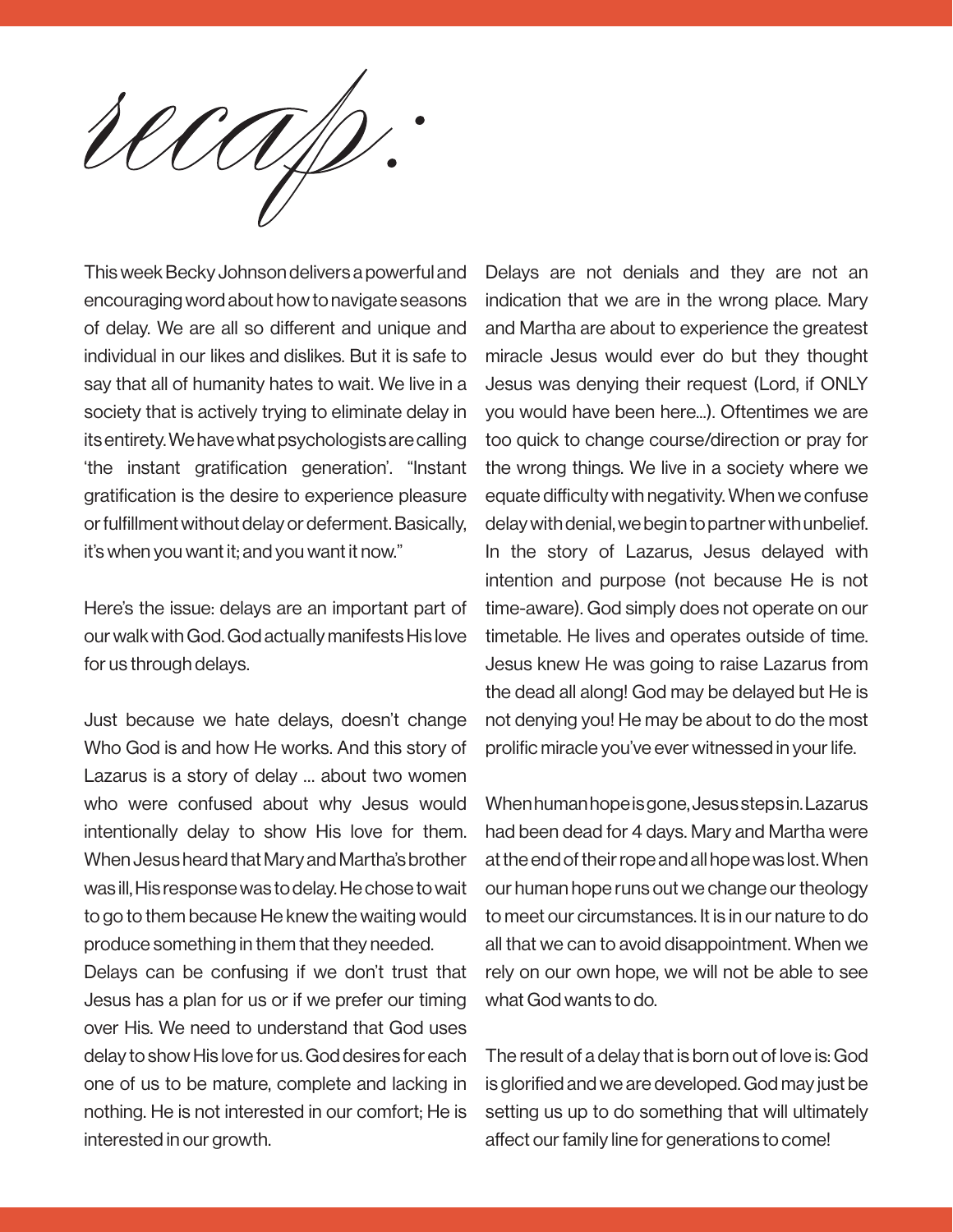# recap:

This week Becky Johnson delivers a powerful and encouraging word about how to navigate seasons of delay. We are all so different and unique and individual in our likes and dislikes. But it is safe to say that all of humanity hates to wait. We live in a society that is actively trying to eliminate delay in its entirety. We have what psychologists are calling 'the instant gratification generation'. "Instant gratification is the desire to experience pleasure or fulfillment without delay or deferment. Basically, it's when you want it; and you want it now."

Here's the issue: delays are an important part of our walk with God. God actually manifests His love for us through delays.

Just because we hate delays, doesn't change Who God is and how He works. And this story of Lazarus is a story of delay ... about two women who were confused about why Jesus would intentionally delay to show His love for them. When Jesus heard that Mary and Martha's brother was ill, His response was to delay. He chose to wait to go to them because He knew the waiting would produce something in them that they needed.
Delays can be confusing if we don't trust that Jesus has a plan for us or if we prefer our timing over His. We need to understand that God uses delay to show His love for us. God desires for each one of us to be mature, complete and lacking in nothing. He is not interested in our comfort; He is interested in our growth.

Delays are not denials and they are not an indication that we are in the wrong place. Mary and Martha are about to experience the greatest miracle Jesus would ever do but they thought Jesus was denying their request (Lord, if ONLY you would have been here...). Oftentimes we are too quick to change course/direction or pray for the wrong things. We live in a society where we equate difficulty with negativity. When we confuse delay with denial, we begin to partner with unbelief. In the story of Lazarus, Jesus delayed with intention and purpose (not because He is not time-aware). God simply does not operate on our timetable. He lives and operates outside of time. Jesus knew He was going to raise Lazarus from the dead all along! God may be delayed but He is not denying you! He may be about to do the most prolific miracle you've ever witnessed in your life.

When human hope is gone, Jesus steps in. Lazarus had been dead for 4 days. Mary and Martha were at the end of their rope and all hope was lost. When our human hope runs out we change our theology to meet our circumstances. It is in our nature to do all that we can to avoid disappointment. When we rely on our own hope, we will not be able to see what God wants to do.

The result of a delay that is born out of love is: God is glorified and we are developed. God may just be setting us up to do something that will ultimately affect our family line for generations to come!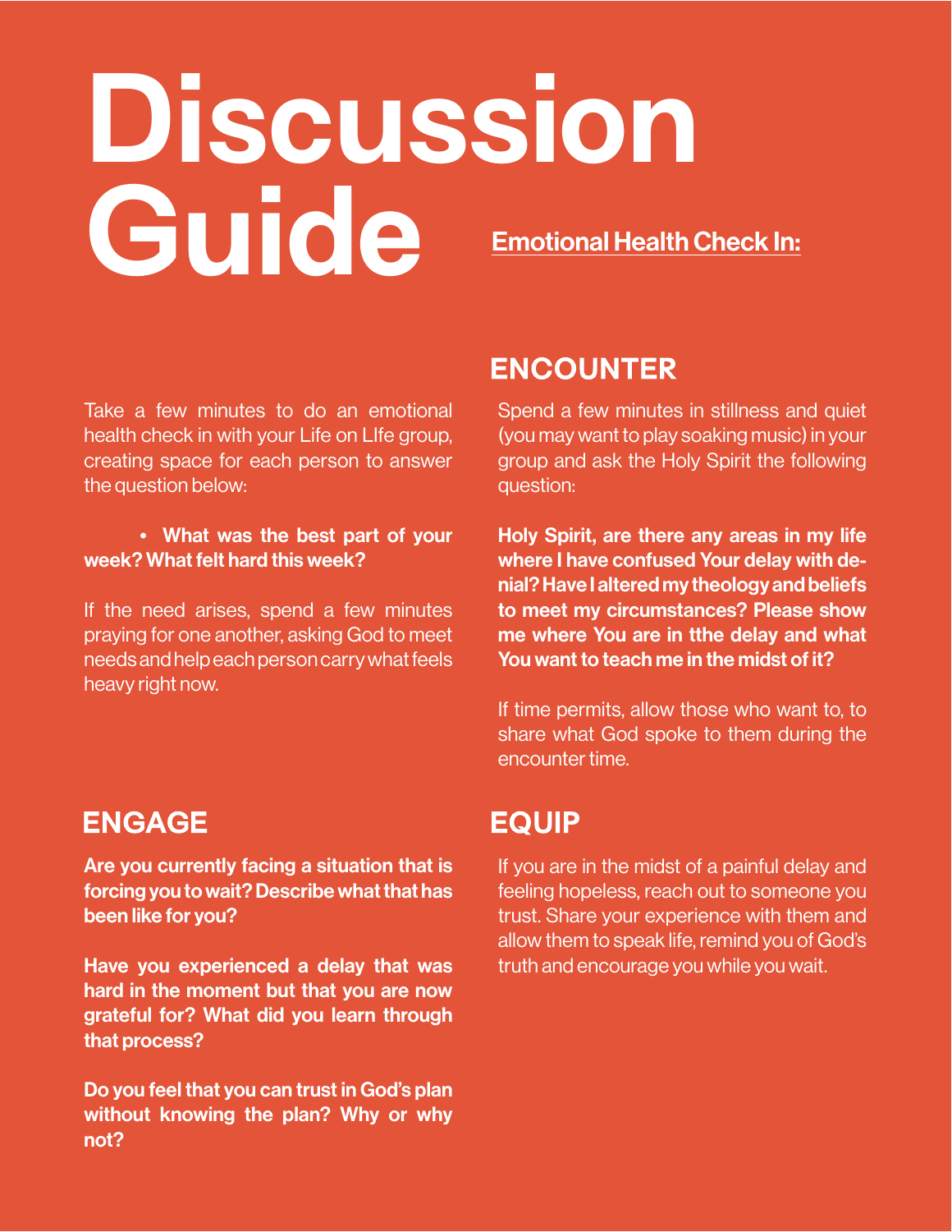# Discussion Guide

## Emotional Health Check In:

Take a few minutes to do an emotional health check in with your Life on LIfe group, creating space for each person to answer the question below:

- **What was the best part of your week? What felt hard this week?**

If the need arises, spend a few minutes praying for one another, asking God to meet needs and help each person carry what feels heavy right now.

## ENCOUNTER

Spend a few minutes in stillness and quiet (you may want to play soaking music) in your group and ask the Holy Spirit the following question:

**Holy Spirit, are there any areas in my life where I have confused Your delay with denial? Have I altered my theology and beliefs to meet my circumstances? Please show me where You are in tthe delay and what You want to teach me in the midst of it?**

If time permits, allow those who want to, to share what God spoke to them during the encounter time.

## ENGAGE

**Are you currently facing a situation that is forcing you to wait? Describe what that has been like for you?**

**Have you experienced a delay that was hard in the moment but that you are now grateful for? What did you learn through that process?**

**Do you feel that you can trust in God's plan without knowing the plan? Why or why not?**

## EQUIP

If you are in the midst of a painful delay and feeling hopeless, reach out to someone you trust. Share your experience with them and allow them to speak life, remind you of God's truth and encourage you while you wait.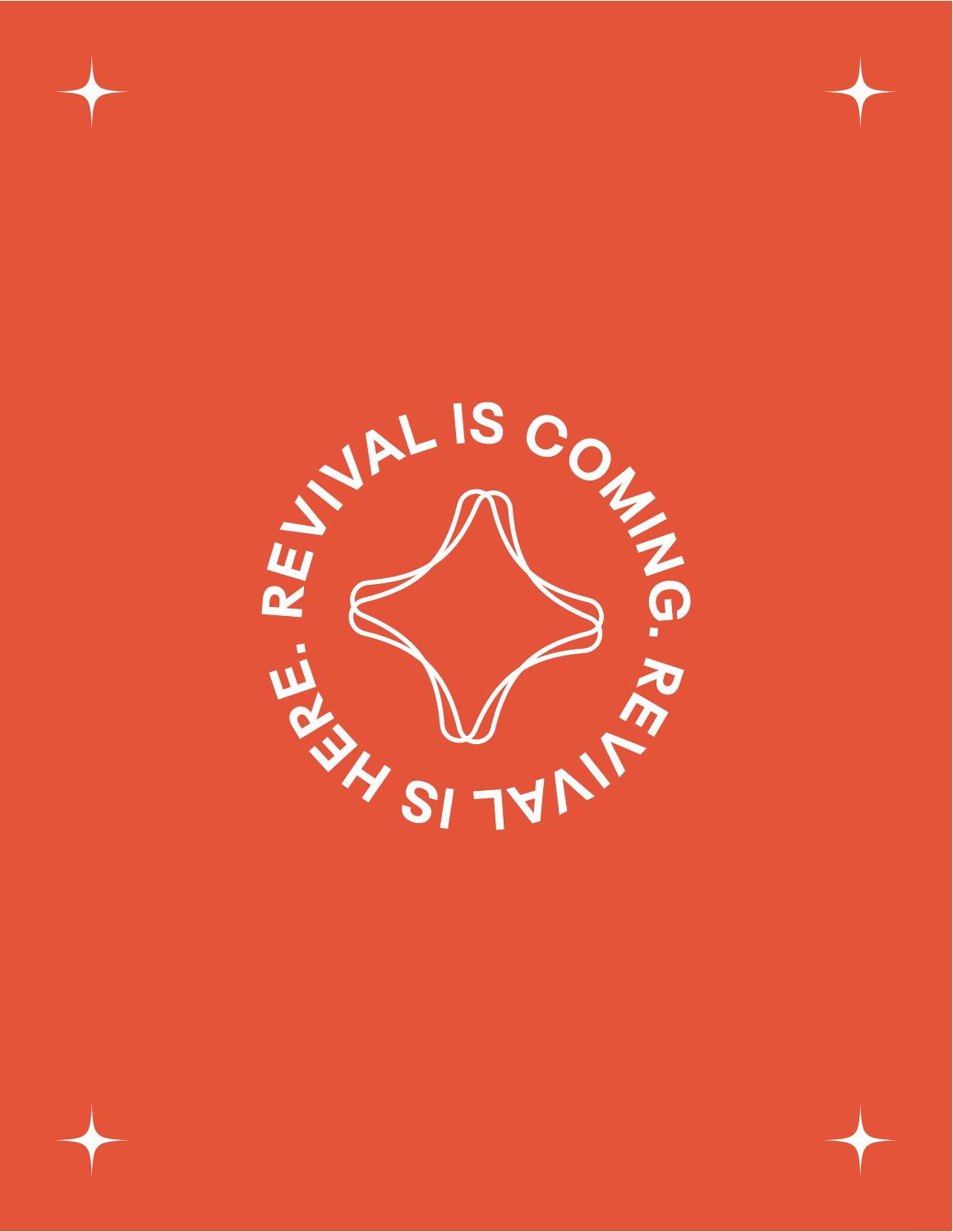REVIVAL IS COMING. REVIVAL IS HERE.